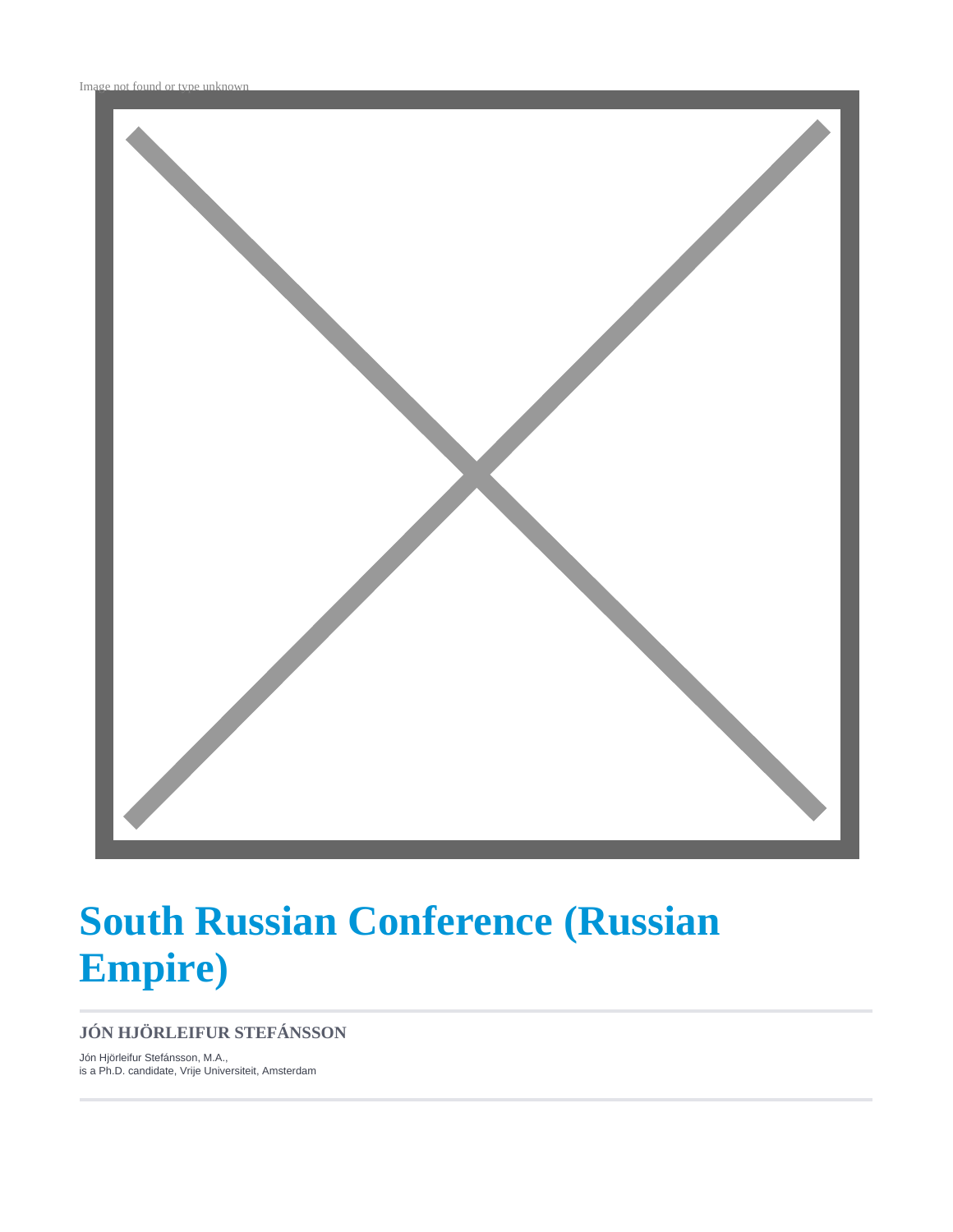Image not found or type unknown

# South Russian Conference (Russian Empire)

**JÓN HJÖRLEIFUR STEFÁNSSON**

Jón Hjörleifur Stefánsson, M.A.,
is a Ph.D. candidate, Vrije Universiteit, Amsterdam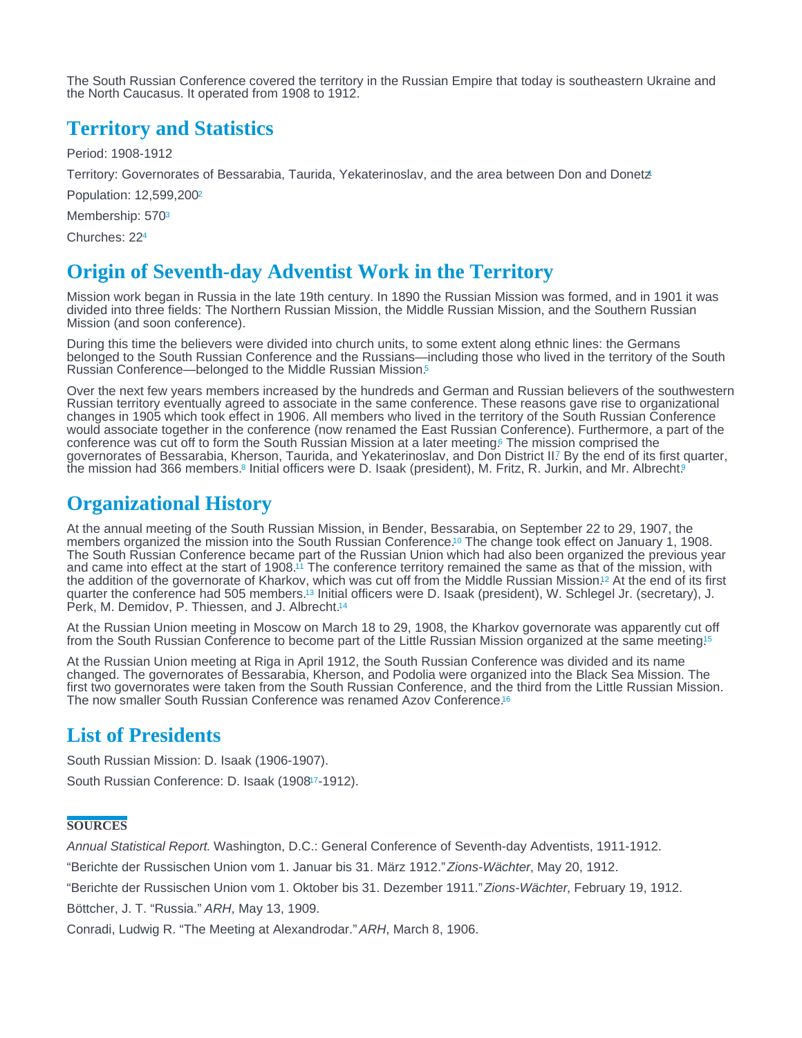The South Russian Conference covered the territory in the Russian Empire that today is southeastern Ukraine and the North Caucasus. It operated from 1908 to 1912.

## Territory and Statistics

Period: 1908-1912

Territory: Governorates of Bessarabia, Taurida, Yekaterinoslav, and the area between Don and Donetz[1]

Population: 12,599,200[2]

Membership: 570[3]

Churches: 22[4]

## Origin of Seventh-day Adventist Work in the Territory

Mission work began in Russia in the late 19th century. In 1890 the Russian Mission was formed, and in 1901 it was divided into three fields: The Northern Russian Mission, the Middle Russian Mission, and the Southern Russian Mission (and soon conference).

During this time the believers were divided into church units, to some extent along ethnic lines: the Germans belonged to the South Russian Conference and the Russians—including those who lived in the territory of the South Russian Conference—belonged to the Middle Russian Mission.[5]

Over the next few years members increased by the hundreds and German and Russian believers of the southwestern Russian territory eventually agreed to associate in the same conference. These reasons gave rise to organizational changes in 1905 which took effect in 1906. All members who lived in the territory of the South Russian Conference would associate together in the conference (now renamed the East Russian Conference). Furthermore, a part of the conference was cut off to form the South Russian Mission at a later meeting.[6] The mission comprised the governorates of Bessarabia, Kherson, Taurida, and Yekaterinoslav, and Don District II.[7] By the end of its first quarter, the mission had 366 members.[8] Initial officers were D. Isaak (president), M. Fritz, R. Jurkin, and Mr. Albrecht.[9]

## Organizational History

At the annual meeting of the South Russian Mission, in Bender, Bessarabia, on September 22 to 29, 1907, the members organized the mission into the South Russian Conference.[10] The change took effect on January 1, 1908. The South Russian Conference became part of the Russian Union which had also been organized the previous year and came into effect at the start of 1908.[11] The conference territory remained the same as that of the mission, with the addition of the governorate of Kharkov, which was cut off from the Middle Russian Mission.[12] At the end of its first quarter the conference had 505 members.[13] Initial officers were D. Isaak (president), W. Schlegel Jr. (secretary), J. Perk, M. Demidov, P. Thiessen, and J. Albrecht.[14]

At the Russian Union meeting in Moscow on March 18 to 29, 1908, the Kharkov governorate was apparently cut off from the South Russian Conference to become part of the Little Russian Mission organized at the same meeting.[15]

At the Russian Union meeting at Riga in April 1912, the South Russian Conference was divided and its name changed. The governorates of Bessarabia, Kherson, and Podolia were organized into the Black Sea Mission. The first two governorates were taken from the South Russian Conference, and the third from the Little Russian Mission. The now smaller South Russian Conference was renamed Azov Conference.[16]

## List of Presidents

South Russian Mission: D. Isaak (1906-1907).

South Russian Conference: D. Isaak (1908[17]-1912).

## SOURCES

*Annual Statistical Report*. Washington, D.C.: General Conference of Seventh-day Adventists, 1911-1912.

"Berichte der Russischen Union vom 1. Januar bis 31. März 1912." *Zions-Wächter*, May 20, 1912.

"Berichte der Russischen Union vom 1. Oktober bis 31. Dezember 1911." *Zions-Wächter*, February 19, 1912.

Böttcher, J. T. "Russia." *ARH*, May 13, 1909.

Conradi, Ludwig R. "The Meeting at Alexandrodar." *ARH*, March 8, 1906.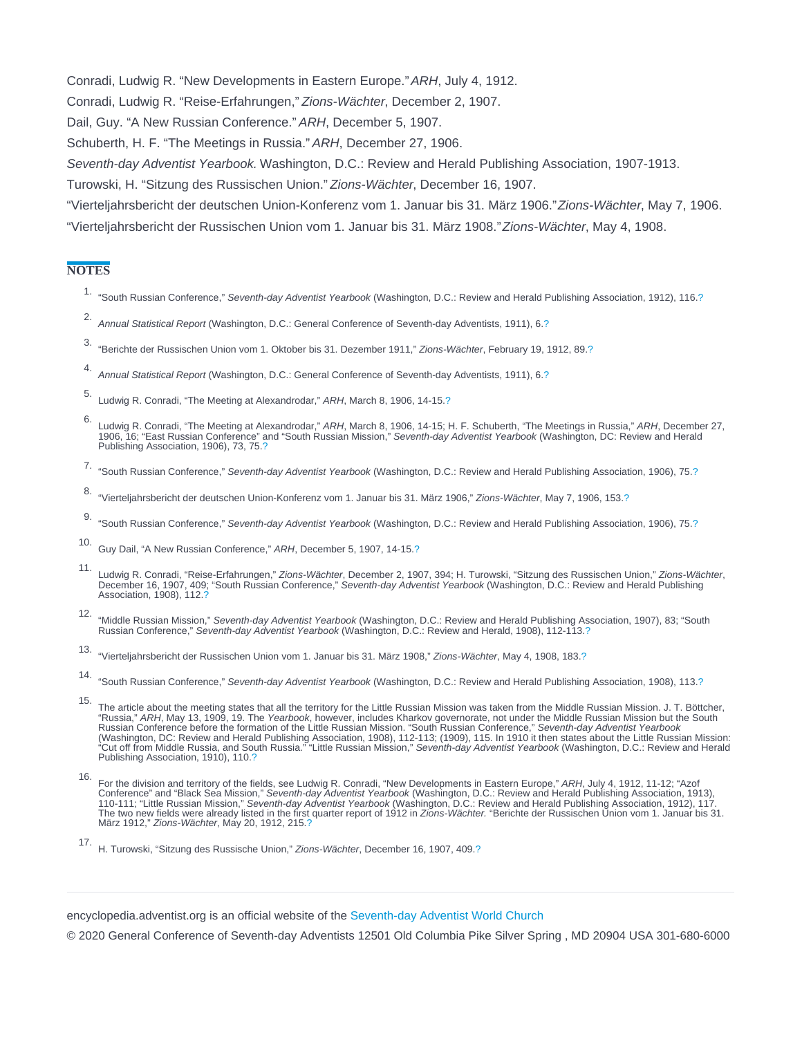Conradi, Ludwig R. “New Developments in Eastern Europe.” *ARH*, July 4, 1912.

Conradi, Ludwig R. “Reise-Erfahrungen,” *Zions-Wächter*, December 2, 1907.

Dail, Guy. “A New Russian Conference.” *ARH*, December 5, 1907.

Schuberth, H. F. “The Meetings in Russia.” *ARH*, December 27, 1906.

*Seventh-day Adventist Yearbook.* Washington, D.C.: Review and Herald Publishing Association, 1907-1913.

Turowski, H. “Sitzung des Russischen Union.” *Zions-Wächter*, December 16, 1907.

“Vierteljahrsbericht der deutschen Union-Konferenz vom 1. Januar bis 31. März 1906.” *Zions-Wächter*, May 7, 1906.

“Vierteljahrsbericht der Russischen Union vom 1. Januar bis 31. März 1908.” *Zions-Wächter*, May 4, 1908.

## NOTES

1. “South Russian Conference,” *Seventh-day Adventist Yearbook* (Washington, D.C.: Review and Herald Publishing Association, 1912), 116.?
2. *Annual Statistical Report* (Washington, D.C.: General Conference of Seventh-day Adventists, 1911), 6.?
3. “Berichte der Russischen Union vom 1. Oktober bis 31. Dezember 1911,” *Zions-Wächter*, February 19, 1912, 89.?
4. *Annual Statistical Report* (Washington, D.C.: General Conference of Seventh-day Adventists, 1911), 6.?
5. Ludwig R. Conradi, “The Meeting at Alexandrodar,” *ARH*, March 8, 1906, 14-15.?
6. Ludwig R. Conradi, “The Meeting at Alexandrodar,” *ARH*, March 8, 1906, 14-15; H. F. Schuberth, “The Meetings in Russia,” *ARH*, December 27, 1906, 16; “East Russian Conference” and “South Russian Mission,” *Seventh-day Adventist Yearbook* (Washington, DC: Review and Herald Publishing Association, 1906), 73, 75.?
7. “South Russian Conference,” *Seventh-day Adventist Yearbook* (Washington, D.C.: Review and Herald Publishing Association, 1906), 75.?
8. “Vierteljahrsbericht der deutschen Union-Konferenz vom 1. Januar bis 31. März 1906,” *Zions-Wächter*, May 7, 1906, 153.?
9. “South Russian Conference,” *Seventh-day Adventist Yearbook* (Washington, D.C.: Review and Herald Publishing Association, 1906), 75.?
10. Guy Dail, “A New Russian Conference,” *ARH*, December 5, 1907, 14-15.?
11. Ludwig R. Conradi, “Reise-Erfahrungen,” *Zions-Wächter*, December 2, 1907, 394; H. Turowski, “Sitzung des Russischen Union,” *Zions-Wächter*, December 16, 1907, 409; “South Russian Conference,” *Seventh-day Adventist Yearbook* (Washington, D.C.: Review and Herald Publishing Association, 1908), 112.?
12. “Middle Russian Mission,” *Seventh-day Adventist Yearbook* (Washington, D.C.: Review and Herald Publishing Association, 1907), 83; “South Russian Conference,” *Seventh-day Adventist Yearbook* (Washington, D.C.: Review and Herald, 1908), 112-113.?
13. “Vierteljahrsbericht der Russischen Union vom 1. Januar bis 31. März 1908,” *Zions-Wächter*, May 4, 1908, 183.?
14. “South Russian Conference,” *Seventh-day Adventist Yearbook* (Washington, D.C.: Review and Herald Publishing Association, 1908), 113.?
15. The article about the meeting states that all the territory for the Little Russian Mission was taken from the Middle Russian Mission. J. T. Böttcher, “Russia,” *ARH*, May 13, 1909, 19. The *Yearbook*, however, includes Kharkov governorate, not under the Middle Russian Mission but the South Russian Conference before the formation of the Little Russian Mission. “South Russian Conference,” *Seventh-day Adventist Yearbook* (Washington, DC: Review and Herald Publishing Association, 1908), 112-113; (1909), 115. In 1910 it then states about the Little Russian Mission: “Cut off from Middle Russia, and South Russia.” “Little Russian Mission,” *Seventh-day Adventist Yearbook* (Washington, D.C.: Review and Herald Publishing Association, 1910), 110.?
16. For the division and territory of the fields, see Ludwig R. Conradi, “New Developments in Eastern Europe,” *ARH*, July 4, 1912, 11-12; “Azof Conference” and “Black Sea Mission,” *Seventh-day Adventist Yearbook* (Washington, D.C.: Review and Herald Publishing Association, 1913), 110-111; “Little Russian Mission,” *Seventh-day Adventist Yearbook* (Washington, D.C.: Review and Herald Publishing Association, 1912), 117. The two new fields were already listed in the first quarter report of 1912 in *Zions-Wächter.* “Berichte der Russischen Union vom 1. Januar bis 31. März 1912,” *Zions-Wächter*, May 20, 1912, 215.?
17. H. Turowski, “Sitzung des Russische Union,” *Zions-Wächter*, December 16, 1907, 409.?

encyclopedia.adventist.org is an official website of the Seventh-day Adventist World Church

© 2020 General Conference of Seventh-day Adventists 12501 Old Columbia Pike Silver Spring , MD 20904 USA 301-680-6000